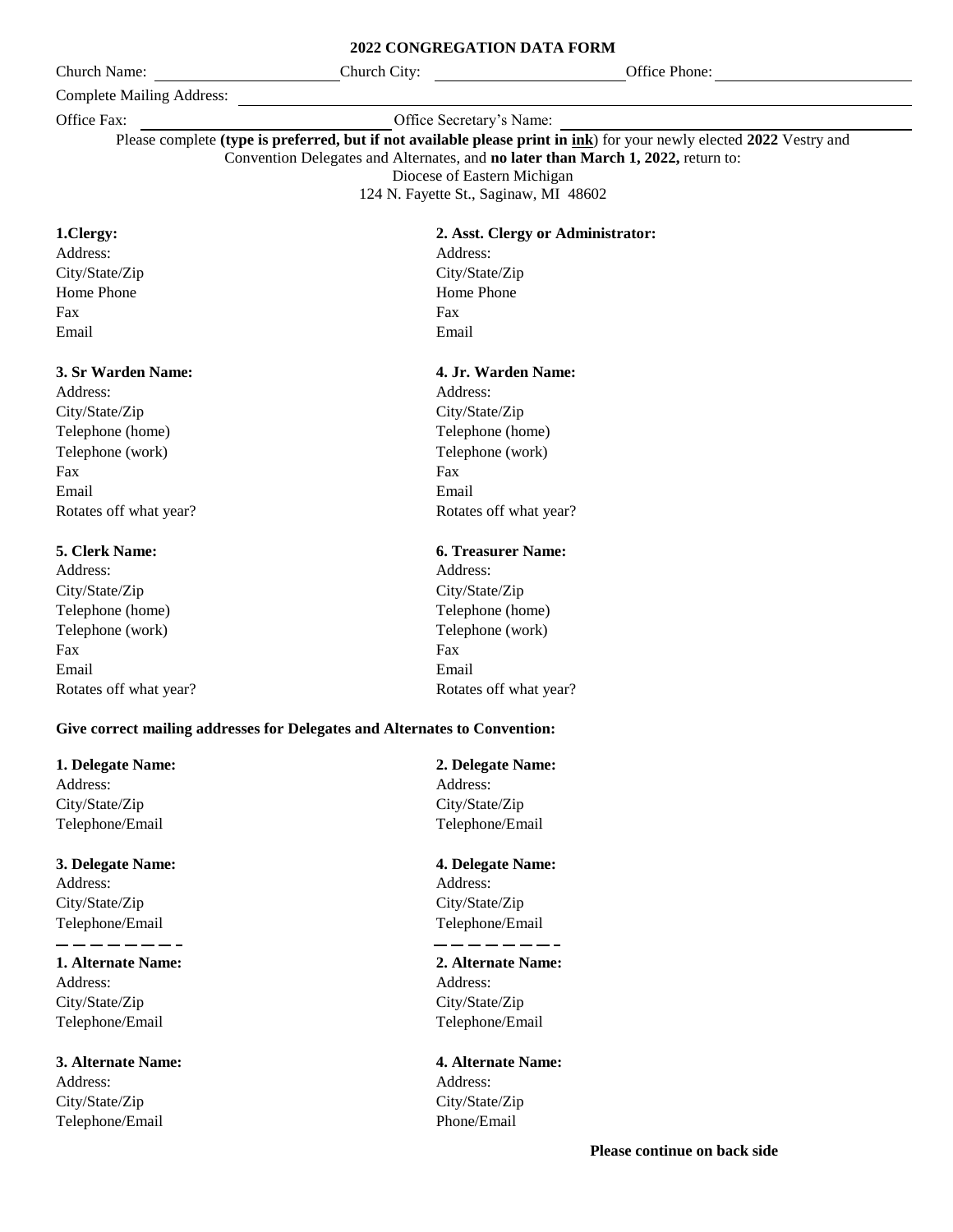# 2022 CONGREGATION DATA FORM

Church Name: \_\_\_\_\_\_\_\_\_\_\_\_\_\_\_\_\_\_\_\_ Church City: \_\_\_\_\_\_\_\_\_\_\_\_\_\_\_\_\_\_\_\_ Office Phone: \_\_\_\_\_\_\_\_\_\_\_\_\_\_\_\_\_\_\_\_

Complete Mailing Address: \_\_\_\_\_\_\_\_\_\_\_\_\_\_\_\_\_\_\_\_\_\_\_\_\_\_\_\_\_\_\_\_\_\_\_\_\_\_\_\_\_\_\_\_\_\_\_\_\_\_\_\_\_\_\_\_

Office Fax: \_\_\_\_\_\_\_\_\_\_\_\_\_\_\_\_\_\_\_\_ Office Secretary's Name: \_\_\_\_\_\_\_\_\_\_\_\_\_\_\_\_\_\_\_\_\_\_\_\_\_\_\_\_\_\_\_\_\_\_\_\_

Please complete **(type is preferred, but if not available please print in ink)** for your newly elected **2022** Vestry and Convention Delegates and Alternates, and **no later than March 1, 2022,** return to:

Diocese of Eastern Michigan
124 N. Fayette St., Saginaw, MI 48602

**1.Clergy:**
Address:
City/State/Zip
Home Phone
Fax
Email

**2. Asst. Clergy or Administrator:**
Address:
City/State/Zip
Home Phone
Fax
Email

**3. Sr Warden Name:**
Address:
City/State/Zip
Telephone (home)
Telephone (work)
Fax
Email
Rotates off what year?

**4. Jr. Warden Name:**
Address:
City/State/Zip
Telephone (home)
Telephone (work)
Fax
Email
Rotates off what year?

**5. Clerk Name:**
Address:
City/State/Zip
Telephone (home)
Telephone (work)
Fax
Email
Rotates off what year?

**6. Treasurer Name:**
Address:
City/State/Zip
Telephone (home)
Telephone (work)
Fax
Email
Rotates off what year?

**Give correct mailing addresses for Delegates and Alternates to Convention:**

**1. Delegate Name:**
Address:
City/State/Zip
Telephone/Email

**2. Delegate Name:**
Address:
City/State/Zip
Telephone/Email

**3. Delegate Name:**
Address:
City/State/Zip
Telephone/Email

**4. Delegate Name:**
Address:
City/State/Zip
Telephone/Email

---

**1. Alternate Name:**
Address:
City/State/Zip
Telephone/Email

**2. Alternate Name:**
Address:
City/State/Zip
Telephone/Email

**3. Alternate Name:**
Address:
City/State/Zip
Telephone/Email

**4. Alternate Name:**
Address:
City/State/Zip
Phone/Email

**Please continue on back side**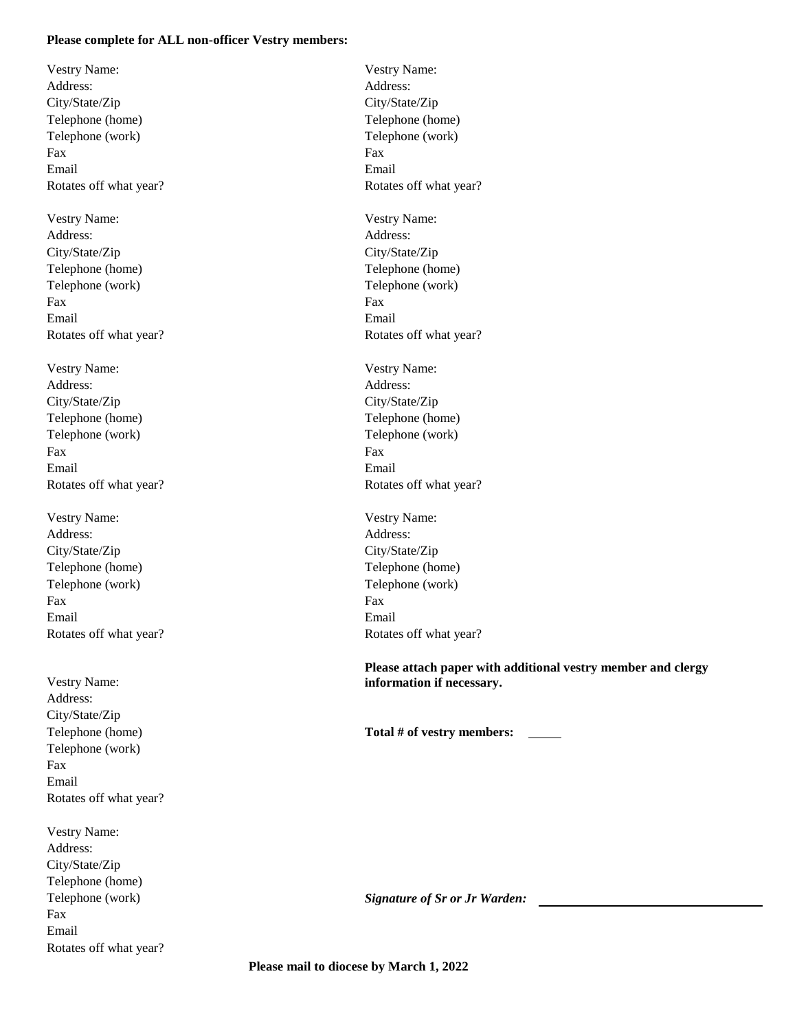**Please complete for ALL non-officer Vestry members:**

Vestry Name:
Address:
City/State/Zip
Telephone (home)
Telephone (work)
Fax
Email
Rotates off what year?

Vestry Name:
Address:
City/State/Zip
Telephone (home)
Telephone (work)
Fax
Email
Rotates off what year?

Vestry Name:
Address:
City/State/Zip
Telephone (home)
Telephone (work)
Fax
Email
Rotates off what year?

Vestry Name:
Address:
City/State/Zip
Telephone (home)
Telephone (work)
Fax
Email
Rotates off what year?

Vestry Name:
Address:
City/State/Zip
Telephone (home)
Telephone (work)
Fax
Email
Rotates off what year?

Vestry Name:
Address:
City/State/Zip
Telephone (home)
Telephone (work)
Fax
Email
Rotates off what year?

Vestry Name:
Address:
City/State/Zip
Telephone (home)
Telephone (work)
Fax
Email
Rotates off what year?

Vestry Name:
Address:
City/State/Zip
Telephone (home)
Telephone (work)
Fax
Email
Rotates off what year?

Vestry Name:
Address:
City/State/Zip
Telephone (home)
Telephone (work)
Fax
Email
Rotates off what year?

Vestry Name:
Address:
City/State/Zip
Telephone (home)
Telephone (work)
Fax
Email
Rotates off what year?

**Please attach paper with additional vestry member and clergy information if necessary.**

**Total # of vestry members:** _____

***Signature of Sr or Jr Warden:*** ______________________________

**Please mail to diocese by March 1, 2022**